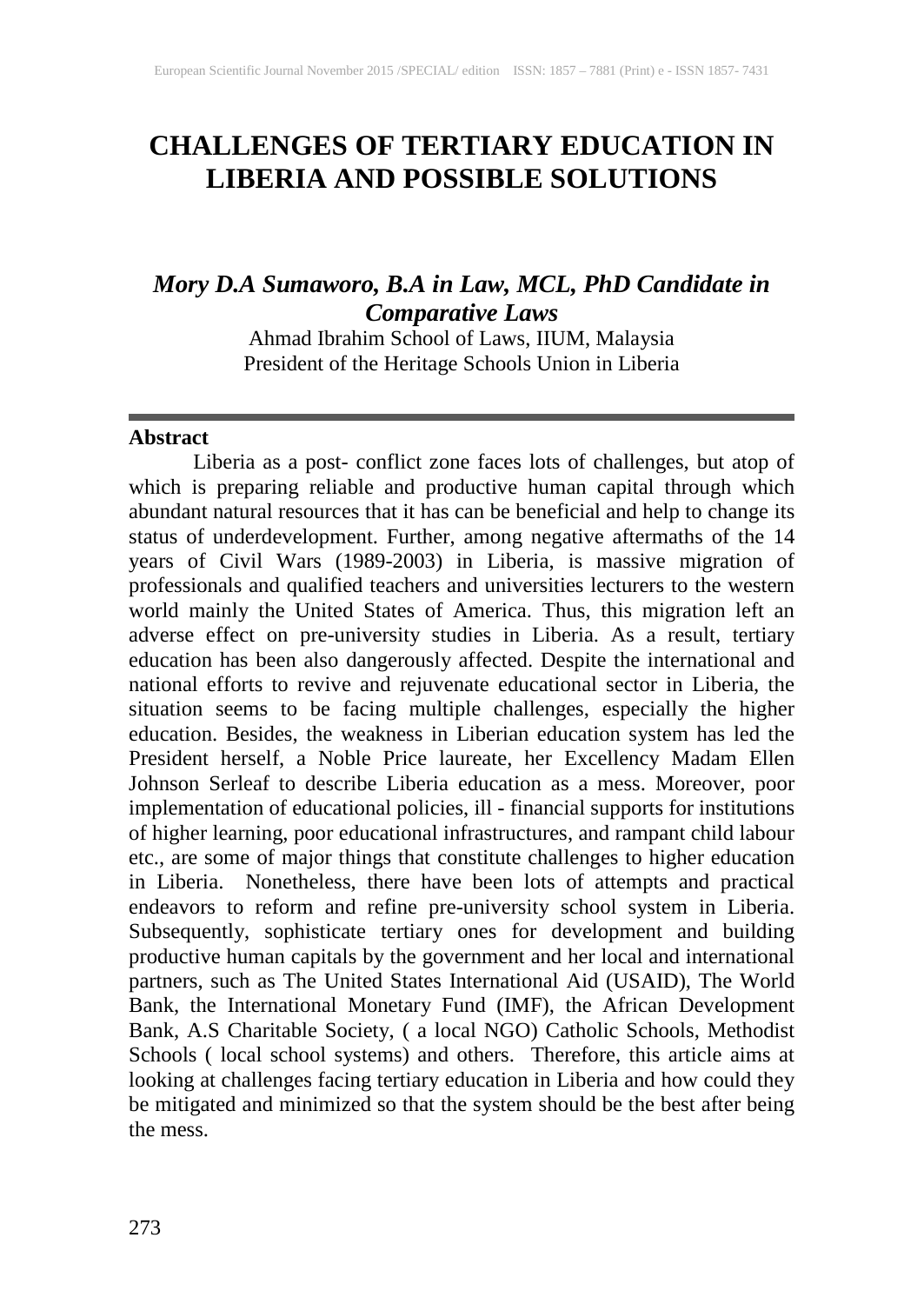# CHALLENGES OF TERTIARY EDUCATION IN LIBERIA AND POSSIBLE SOLUTIONS

***Mory D.A Sumaworo, B.A in Law, MCL, PhD Candidate in Comparative Laws***

Ahmad Ibrahim School of Laws, IIUM, Malaysia
President of the Heritage Schools Union in Liberia

---

**Abstract**

Liberia as a post- conflict zone faces lots of challenges, but atop of which is preparing reliable and productive human capital through which abundant natural resources that it has can be beneficial and help to change its status of underdevelopment. Further, among negative aftermaths of the 14 years of Civil Wars (1989-2003) in Liberia, is massive migration of professionals and qualified teachers and universities lecturers to the western world mainly the United States of America. Thus, this migration left an adverse effect on pre-university studies in Liberia. As a result, tertiary education has been also dangerously affected. Despite the international and national efforts to revive and rejuvenate educational sector in Liberia, the situation seems to be facing multiple challenges, especially the higher education. Besides, the weakness in Liberian education system has led the President herself, a Noble Price laureate, her Excellency Madam Ellen Johnson Serleaf to describe Liberia education as a mess. Moreover, poor implementation of educational policies, ill - financial supports for institutions of higher learning, poor educational infrastructures, and rampant child labour etc., are some of major things that constitute challenges to higher education in Liberia. Nonetheless, there have been lots of attempts and practical endeavors to reform and refine pre-university school system in Liberia. Subsequently, sophisticate tertiary ones for development and building productive human capitals by the government and her local and international partners, such as The United States International Aid (USAID), The World Bank, the International Monetary Fund (IMF), the African Development Bank, A.S Charitable Society, ( a local NGO) Catholic Schools, Methodist Schools ( local school systems) and others. Therefore, this article aims at looking at challenges facing tertiary education in Liberia and how could they be mitigated and minimized so that the system should be the best after being the mess.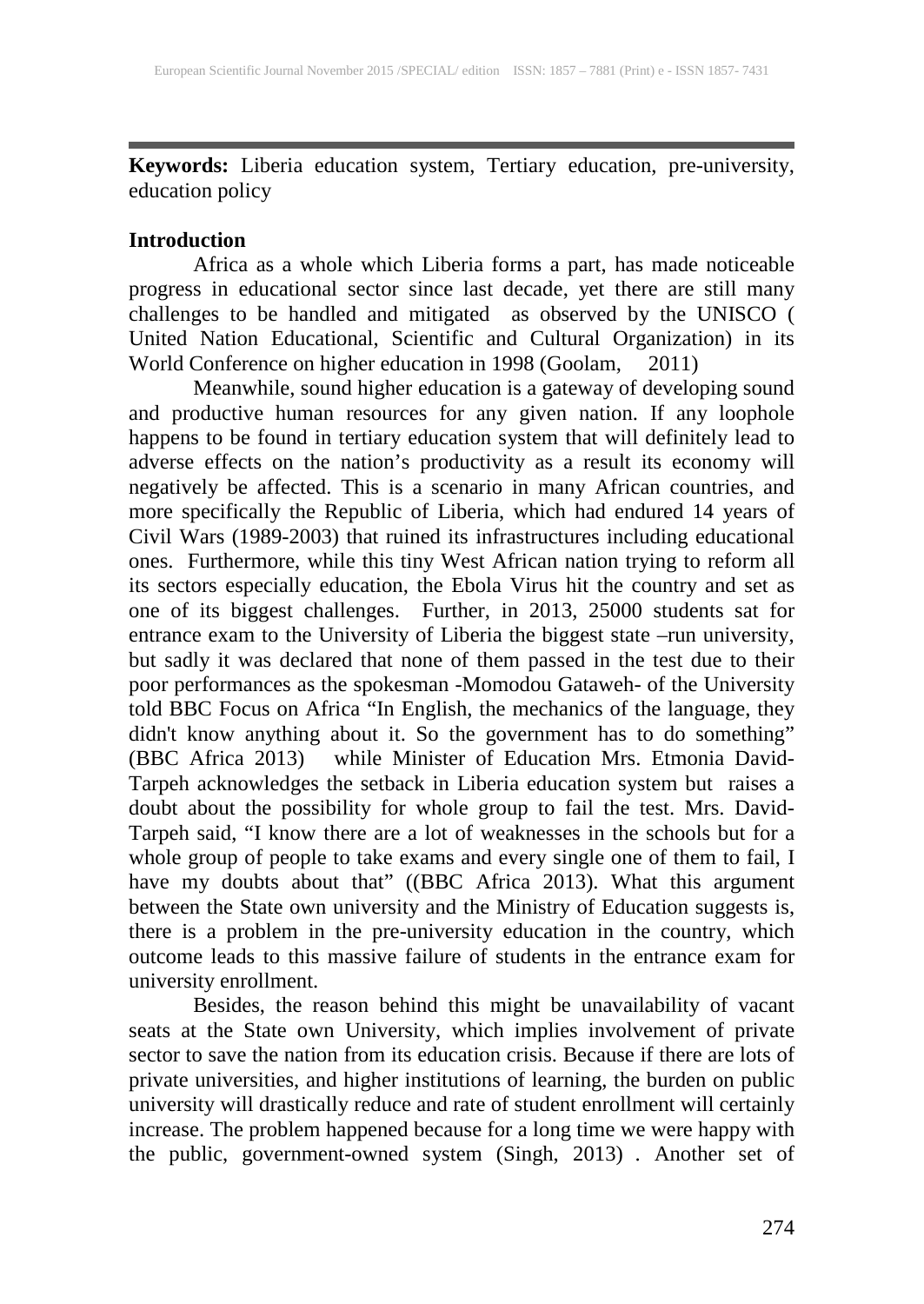**Keywords:** Liberia education system, Tertiary education, pre-university, education policy

## Introduction

Africa as a whole which Liberia forms a part, has made noticeable progress in educational sector since last decade, yet there are still many challenges to be handled and mitigated as observed by the UNISCO ( United Nation Educational, Scientific and Cultural Organization) in its World Conference on higher education in 1998 (Goolam, 2011)

Meanwhile, sound higher education is a gateway of developing sound and productive human resources for any given nation. If any loophole happens to be found in tertiary education system that will definitely lead to adverse effects on the nation's productivity as a result its economy will negatively be affected. This is a scenario in many African countries, and more specifically the Republic of Liberia, which had endured 14 years of Civil Wars (1989-2003) that ruined its infrastructures including educational ones. Furthermore, while this tiny West African nation trying to reform all its sectors especially education, the Ebola Virus hit the country and set as one of its biggest challenges. Further, in 2013, 25000 students sat for entrance exam to the University of Liberia the biggest state –run university, but sadly it was declared that none of them passed in the test due to their poor performances as the spokesman -Momodou Gataweh- of the University told BBC Focus on Africa "In English, the mechanics of the language, they didn't know anything about it. So the government has to do something" (BBC Africa 2013) while Minister of Education Mrs. Etmonia David-Tarpeh acknowledges the setback in Liberia education system but raises a doubt about the possibility for whole group to fail the test. Mrs. David-Tarpeh said, "I know there are a lot of weaknesses in the schools but for a whole group of people to take exams and every single one of them to fail, I have my doubts about that" ((BBC Africa 2013). What this argument between the State own university and the Ministry of Education suggests is, there is a problem in the pre-university education in the country, which outcome leads to this massive failure of students in the entrance exam for university enrollment.

Besides, the reason behind this might be unavailability of vacant seats at the State own University, which implies involvement of private sector to save the nation from its education crisis. Because if there are lots of private universities, and higher institutions of learning, the burden on public university will drastically reduce and rate of student enrollment will certainly increase. The problem happened because for a long time we were happy with the public, government-owned system (Singh, 2013) . Another set of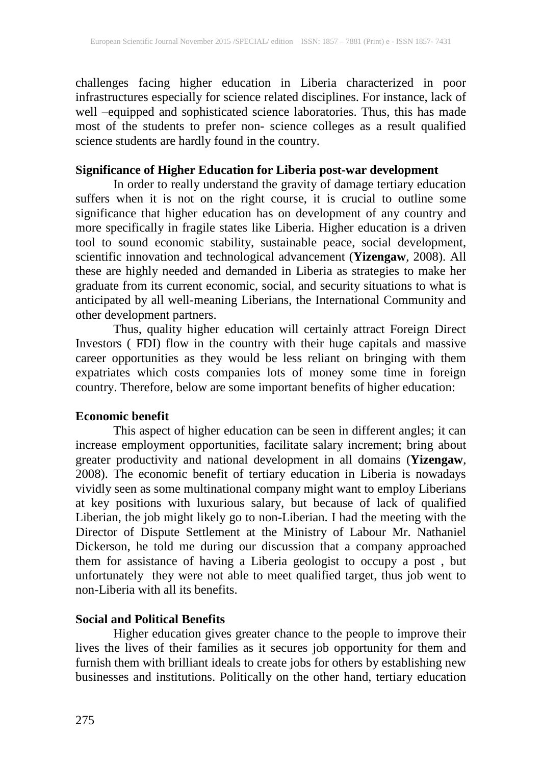challenges facing higher education in Liberia characterized in poor infrastructures especially for science related disciplines. For instance, lack of well –equipped and sophisticated science laboratories. Thus, this has made most of the students to prefer non- science colleges as a result qualified science students are hardly found in the country.

**Significance of Higher Education for Liberia post-war development**

In order to really understand the gravity of damage tertiary education suffers when it is not on the right course, it is crucial to outline some significance that higher education has on development of any country and more specifically in fragile states like Liberia. Higher education is a driven tool to sound economic stability, sustainable peace, social development, scientific innovation and technological advancement (**Yizengaw**, 2008). All these are highly needed and demanded in Liberia as strategies to make her graduate from its current economic, social, and security situations to what is anticipated by all well-meaning Liberians, the International Community and other development partners.

Thus, quality higher education will certainly attract Foreign Direct Investors ( FDI) flow in the country with their huge capitals and massive career opportunities as they would be less reliant on bringing with them expatriates which costs companies lots of money some time in foreign country. Therefore, below are some important benefits of higher education:

**Economic benefit**

This aspect of higher education can be seen in different angles; it can increase employment opportunities, facilitate salary increment; bring about greater productivity and national development in all domains (**Yizengaw**, 2008). The economic benefit of tertiary education in Liberia is nowadays vividly seen as some multinational company might want to employ Liberians at key positions with luxurious salary, but because of lack of qualified Liberian, the job might likely go to non-Liberian. I had the meeting with the Director of Dispute Settlement at the Ministry of Labour Mr. Nathaniel Dickerson, he told me during our discussion that a company approached them for assistance of having a Liberia geologist to occupy a post , but unfortunately they were not able to meet qualified target, thus job went to non-Liberia with all its benefits.

**Social and Political Benefits**

Higher education gives greater chance to the people to improve their lives the lives of their families as it secures job opportunity for them and furnish them with brilliant ideals to create jobs for others by establishing new businesses and institutions. Politically on the other hand, tertiary education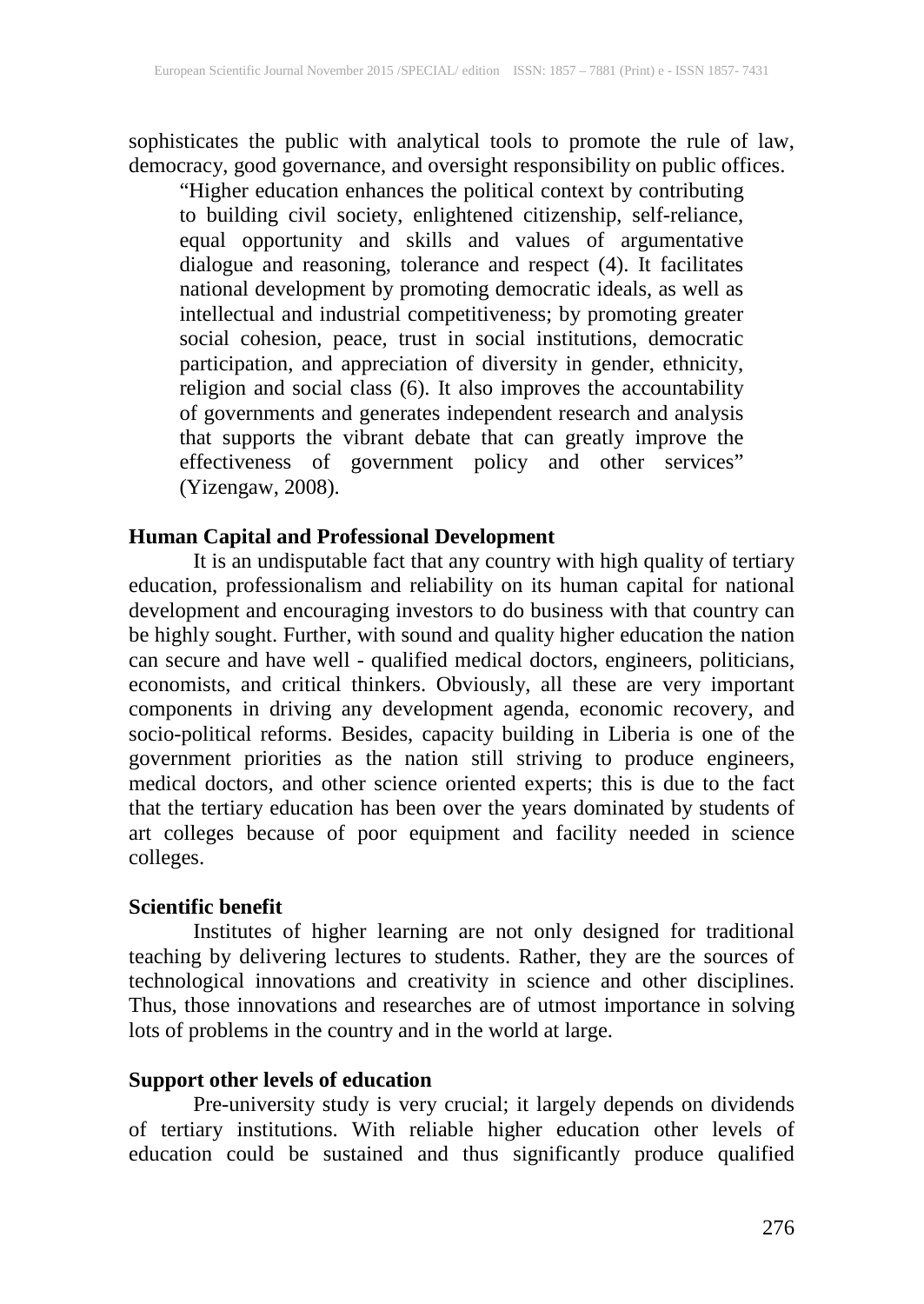sophisticates the public with analytical tools to promote the rule of law, democracy, good governance, and oversight responsibility on public offices.

> "Higher education enhances the political context by contributing to building civil society, enlightened citizenship, self-reliance, equal opportunity and skills and values of argumentative dialogue and reasoning, tolerance and respect (4). It facilitates national development by promoting democratic ideals, as well as intellectual and industrial competitiveness; by promoting greater social cohesion, peace, trust in social institutions, democratic participation, and appreciation of diversity in gender, ethnicity, religion and social class (6). It also improves the accountability of governments and generates independent research and analysis that supports the vibrant debate that can greatly improve the effectiveness of government policy and other services" (Yizengaw, 2008).

**Human Capital and Professional Development**

It is an undisputable fact that any country with high quality of tertiary education, professionalism and reliability on its human capital for national development and encouraging investors to do business with that country can be highly sought. Further, with sound and quality higher education the nation can secure and have well - qualified medical doctors, engineers, politicians, economists, and critical thinkers. Obviously, all these are very important components in driving any development agenda, economic recovery, and socio-political reforms. Besides, capacity building in Liberia is one of the government priorities as the nation still striving to produce engineers, medical doctors, and other science oriented experts; this is due to the fact that the tertiary education has been over the years dominated by students of art colleges because of poor equipment and facility needed in science colleges.

**Scientific benefit**

Institutes of higher learning are not only designed for traditional teaching by delivering lectures to students. Rather, they are the sources of technological innovations and creativity in science and other disciplines. Thus, those innovations and researches are of utmost importance in solving lots of problems in the country and in the world at large.

**Support other levels of education**

Pre-university study is very crucial; it largely depends on dividends of tertiary institutions. With reliable higher education other levels of education could be sustained and thus significantly produce qualified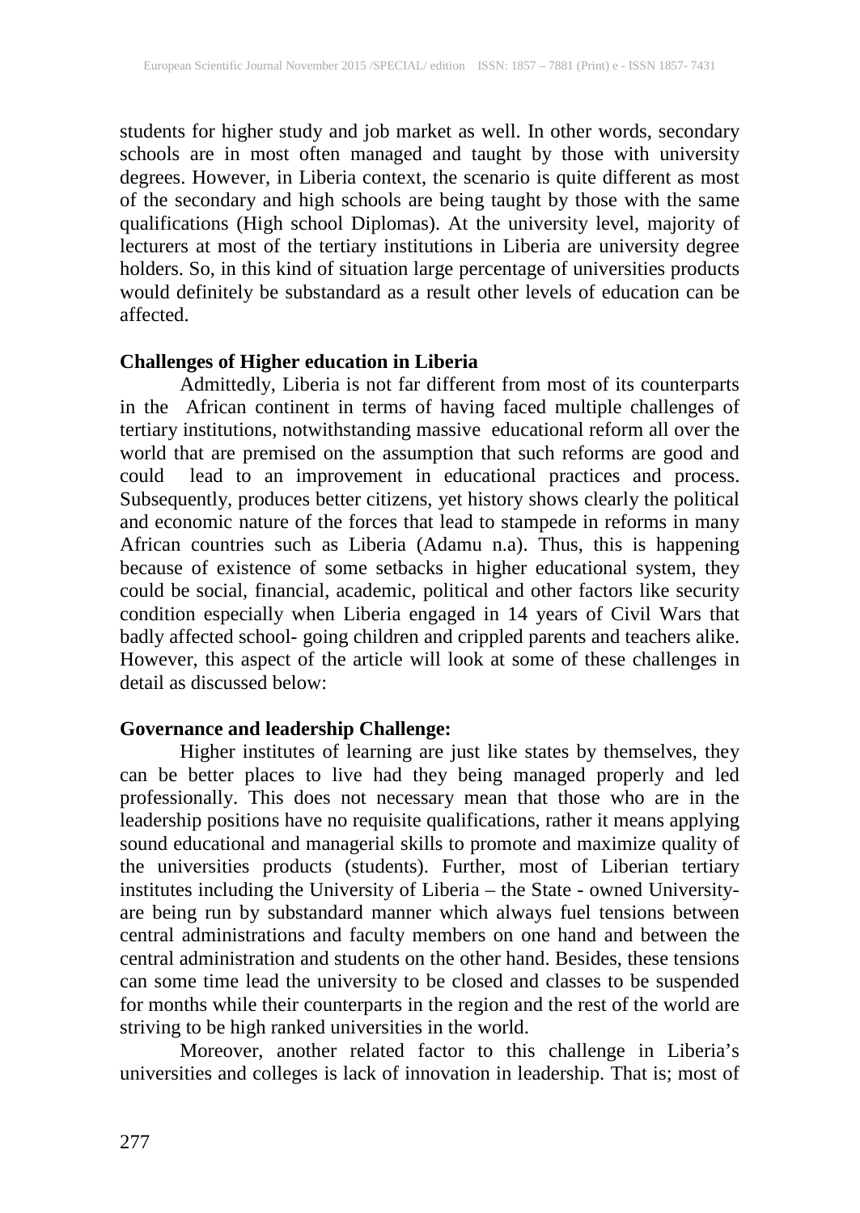students for higher study and job market as well. In other words, secondary schools are in most often managed and taught by those with university degrees. However, in Liberia context, the scenario is quite different as most of the secondary and high schools are being taught by those with the same qualifications (High school Diplomas). At the university level, majority of lecturers at most of the tertiary institutions in Liberia are university degree holders. So, in this kind of situation large percentage of universities products would definitely be substandard as a result other levels of education can be affected.

**Challenges of Higher education in Liberia**

Admittedly, Liberia is not far different from most of its counterparts in the African continent in terms of having faced multiple challenges of tertiary institutions, notwithstanding massive educational reform all over the world that are premised on the assumption that such reforms are good and could lead to an improvement in educational practices and process. Subsequently, produces better citizens, yet history shows clearly the political and economic nature of the forces that lead to stampede in reforms in many African countries such as Liberia (Adamu n.a). Thus, this is happening because of existence of some setbacks in higher educational system, they could be social, financial, academic, political and other factors like security condition especially when Liberia engaged in 14 years of Civil Wars that badly affected school- going children and crippled parents and teachers alike. However, this aspect of the article will look at some of these challenges in detail as discussed below:

**Governance and leadership Challenge:**

Higher institutes of learning are just like states by themselves, they can be better places to live had they being managed properly and led professionally. This does not necessary mean that those who are in the leadership positions have no requisite qualifications, rather it means applying sound educational and managerial skills to promote and maximize quality of the universities products (students). Further, most of Liberian tertiary institutes including the University of Liberia – the State - owned University- are being run by substandard manner which always fuel tensions between central administrations and faculty members on one hand and between the central administration and students on the other hand. Besides, these tensions can some time lead the university to be closed and classes to be suspended for months while their counterparts in the region and the rest of the world are striving to be high ranked universities in the world.

Moreover, another related factor to this challenge in Liberia's universities and colleges is lack of innovation in leadership. That is; most of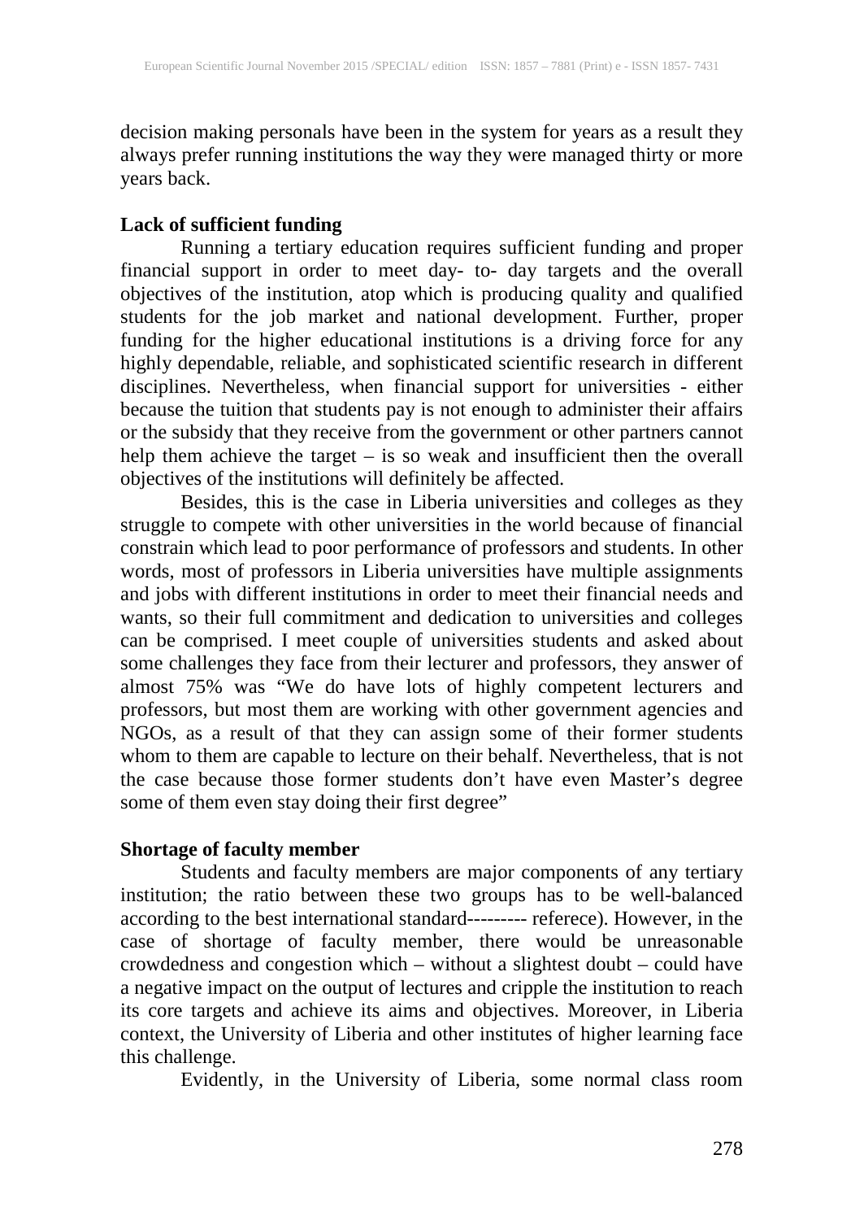decision making personals have been in the system for years as a result they always prefer running institutions the way they were managed thirty or more years back.

**Lack of sufficient funding**

Running a tertiary education requires sufficient funding and proper financial support in order to meet day- to- day targets and the overall objectives of the institution, atop which is producing quality and qualified students for the job market and national development. Further, proper funding for the higher educational institutions is a driving force for any highly dependable, reliable, and sophisticated scientific research in different disciplines. Nevertheless, when financial support for universities - either because the tuition that students pay is not enough to administer their affairs or the subsidy that they receive from the government or other partners cannot help them achieve the target – is so weak and insufficient then the overall objectives of the institutions will definitely be affected.

Besides, this is the case in Liberia universities and colleges as they struggle to compete with other universities in the world because of financial constrain which lead to poor performance of professors and students. In other words, most of professors in Liberia universities have multiple assignments and jobs with different institutions in order to meet their financial needs and wants, so their full commitment and dedication to universities and colleges can be comprised. I meet couple of universities students and asked about some challenges they face from their lecturer and professors, they answer of almost 75% was "We do have lots of highly competent lecturers and professors, but most them are working with other government agencies and NGOs, as a result of that they can assign some of their former students whom to them are capable to lecture on their behalf. Nevertheless, that is not the case because those former students don't have even Master's degree some of them even stay doing their first degree"

**Shortage of faculty member**

Students and faculty members are major components of any tertiary institution; the ratio between these two groups has to be well-balanced according to the best international standard--------- referece). However, in the case of shortage of faculty member, there would be unreasonable crowdedness and congestion which – without a slightest doubt – could have a negative impact on the output of lectures and cripple the institution to reach its core targets and achieve its aims and objectives. Moreover, in Liberia context, the University of Liberia and other institutes of higher learning face this challenge.

Evidently, in the University of Liberia, some normal class room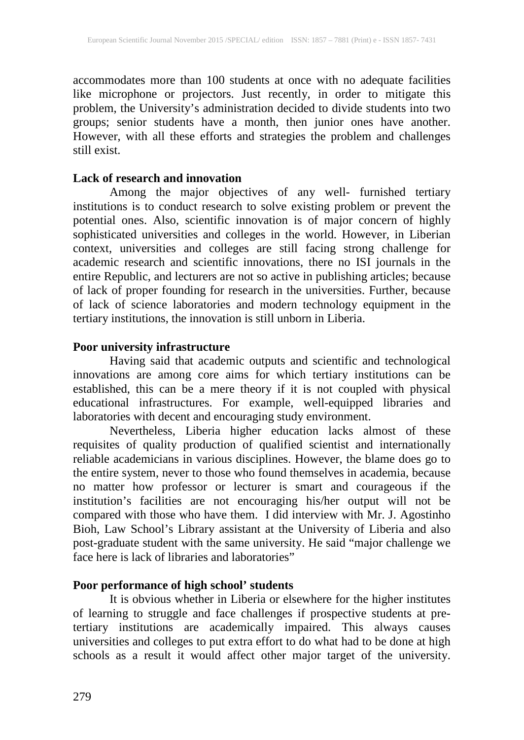accommodates more than 100 students at once with no adequate facilities like microphone or projectors. Just recently, in order to mitigate this problem, the University's administration decided to divide students into two groups; senior students have a month, then junior ones have another. However, with all these efforts and strategies the problem and challenges still exist.

**Lack of research and innovation**

Among the major objectives of any well- furnished tertiary institutions is to conduct research to solve existing problem or prevent the potential ones. Also, scientific innovation is of major concern of highly sophisticated universities and colleges in the world. However, in Liberian context, universities and colleges are still facing strong challenge for academic research and scientific innovations, there no ISI journals in the entire Republic, and lecturers are not so active in publishing articles; because of lack of proper founding for research in the universities. Further, because of lack of science laboratories and modern technology equipment in the tertiary institutions, the innovation is still unborn in Liberia.

**Poor university infrastructure**

Having said that academic outputs and scientific and technological innovations are among core aims for which tertiary institutions can be established, this can be a mere theory if it is not coupled with physical educational infrastructures. For example, well-equipped libraries and laboratories with decent and encouraging study environment.

Nevertheless, Liberia higher education lacks almost of these requisites of quality production of qualified scientist and internationally reliable academicians in various disciplines. However, the blame does go to the entire system, never to those who found themselves in academia, because no matter how professor or lecturer is smart and courageous if the institution's facilities are not encouraging his/her output will not be compared with those who have them. I did interview with Mr. J. Agostinho Bioh, Law School's Library assistant at the University of Liberia and also post-graduate student with the same university. He said "major challenge we face here is lack of libraries and laboratories"

**Poor performance of high school' students**

It is obvious whether in Liberia or elsewhere for the higher institutes of learning to struggle and face challenges if prospective students at pre-tertiary institutions are academically impaired. This always causes universities and colleges to put extra effort to do what had to be done at high schools as a result it would affect other major target of the university.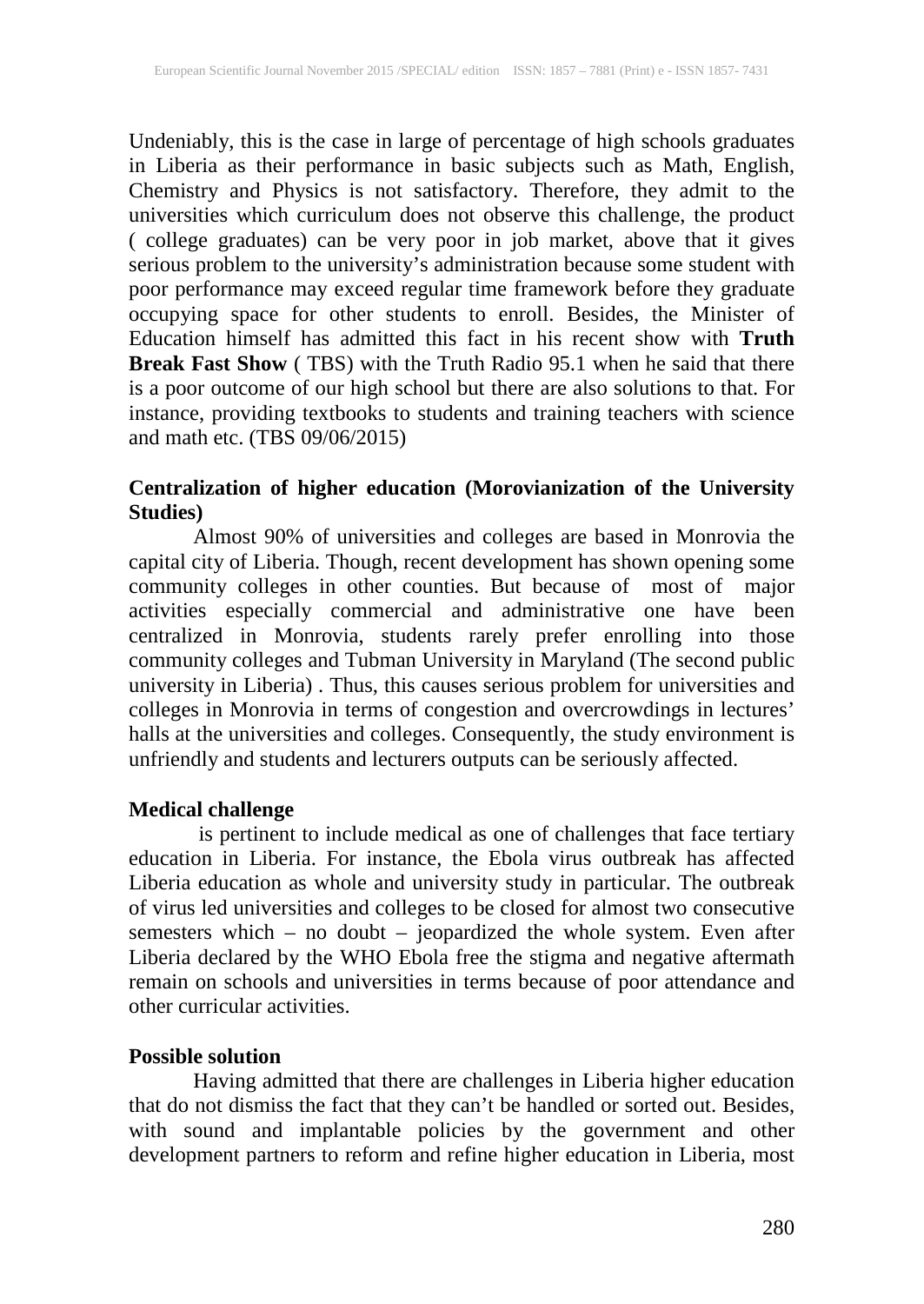Undeniably, this is the case in large of percentage of high schools graduates in Liberia as their performance in basic subjects such as Math, English, Chemistry and Physics is not satisfactory. Therefore, they admit to the universities which curriculum does not observe this challenge, the product ( college graduates) can be very poor in job market, above that it gives serious problem to the university's administration because some student with poor performance may exceed regular time framework before they graduate occupying space for other students to enroll. Besides, the Minister of Education himself has admitted this fact in his recent show with **Truth Break Fast Show** ( TBS) with the Truth Radio 95.1 when he said that there is a poor outcome of our high school but there are also solutions to that. For instance, providing textbooks to students and training teachers with science and math etc. (TBS 09/06/2015)

**Centralization of higher education (Morovianization of the University Studies)**

Almost 90% of universities and colleges are based in Monrovia the capital city of Liberia. Though, recent development has shown opening some community colleges in other counties. But because of most of major activities especially commercial and administrative one have been centralized in Monrovia, students rarely prefer enrolling into those community colleges and Tubman University in Maryland (The second public university in Liberia) . Thus, this causes serious problem for universities and colleges in Monrovia in terms of congestion and overcrowdings in lectures' halls at the universities and colleges. Consequently, the study environment is unfriendly and students and lecturers outputs can be seriously affected.

**Medical challenge**

is pertinent to include medical as one of challenges that face tertiary education in Liberia. For instance, the Ebola virus outbreak has affected Liberia education as whole and university study in particular. The outbreak of virus led universities and colleges to be closed for almost two consecutive semesters which – no doubt – jeopardized the whole system. Even after Liberia declared by the WHO Ebola free the stigma and negative aftermath remain on schools and universities in terms because of poor attendance and other curricular activities.

**Possible solution**

Having admitted that there are challenges in Liberia higher education that do not dismiss the fact that they can't be handled or sorted out. Besides, with sound and implantable policies by the government and other development partners to reform and refine higher education in Liberia, most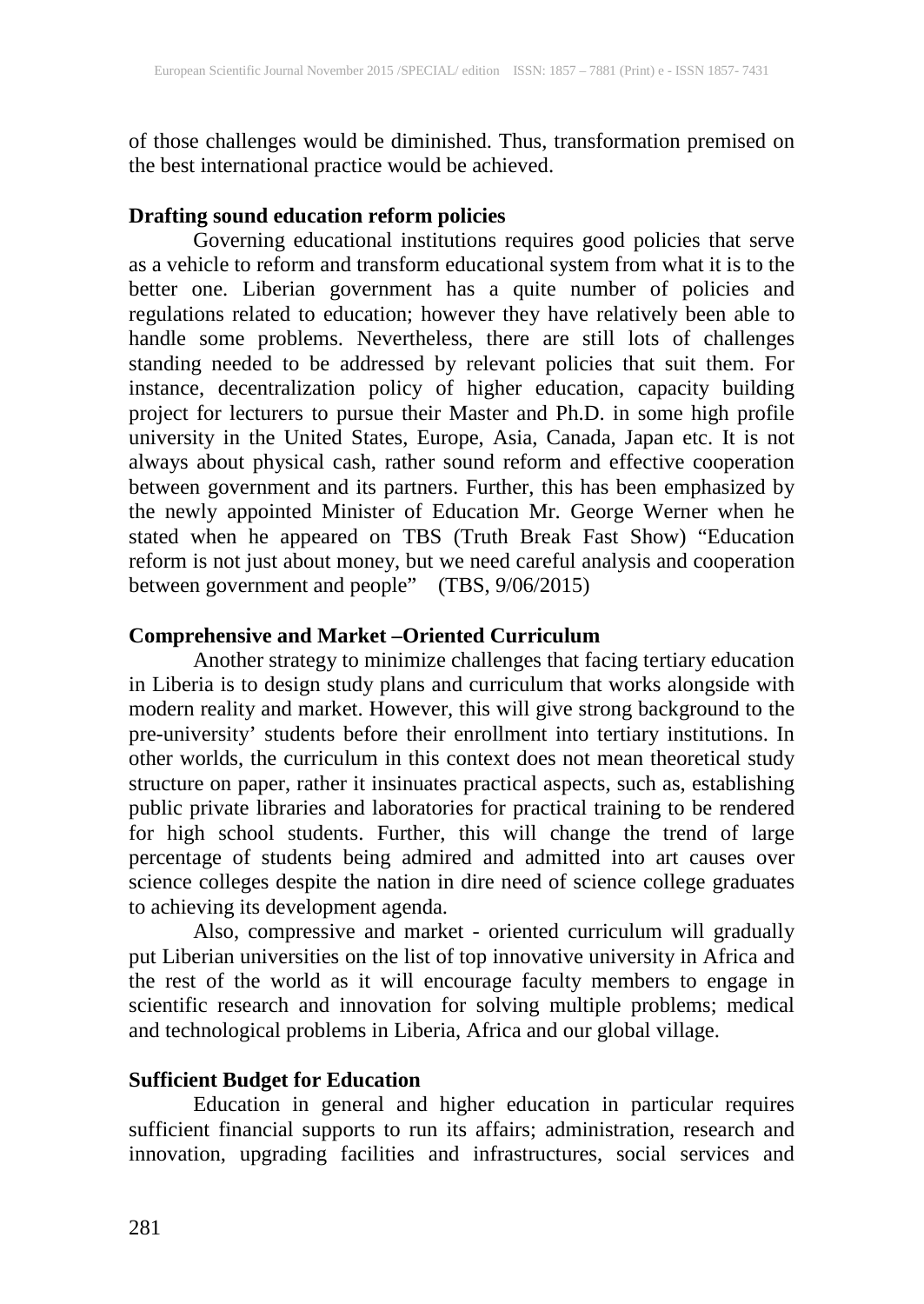of those challenges would be diminished. Thus, transformation premised on the best international practice would be achieved.

**Drafting sound education reform policies**

Governing educational institutions requires good policies that serve as a vehicle to reform and transform educational system from what it is to the better one. Liberian government has a quite number of policies and regulations related to education; however they have relatively been able to handle some problems. Nevertheless, there are still lots of challenges standing needed to be addressed by relevant policies that suit them. For instance, decentralization policy of higher education, capacity building project for lecturers to pursue their Master and Ph.D. in some high profile university in the United States, Europe, Asia, Canada, Japan etc. It is not always about physical cash, rather sound reform and effective cooperation between government and its partners. Further, this has been emphasized by the newly appointed Minister of Education Mr. George Werner when he stated when he appeared on TBS (Truth Break Fast Show) "Education reform is not just about money, but we need careful analysis and cooperation between government and people" (TBS, 9/06/2015)

**Comprehensive and Market –Oriented Curriculum**

Another strategy to minimize challenges that facing tertiary education in Liberia is to design study plans and curriculum that works alongside with modern reality and market. However, this will give strong background to the pre-university' students before their enrollment into tertiary institutions. In other worlds, the curriculum in this context does not mean theoretical study structure on paper, rather it insinuates practical aspects, such as, establishing public private libraries and laboratories for practical training to be rendered for high school students. Further, this will change the trend of large percentage of students being admired and admitted into art causes over science colleges despite the nation in dire need of science college graduates to achieving its development agenda.

Also, compressive and market - oriented curriculum will gradually put Liberian universities on the list of top innovative university in Africa and the rest of the world as it will encourage faculty members to engage in scientific research and innovation for solving multiple problems; medical and technological problems in Liberia, Africa and our global village.

**Sufficient Budget for Education**

Education in general and higher education in particular requires sufficient financial supports to run its affairs; administration, research and innovation, upgrading facilities and infrastructures, social services and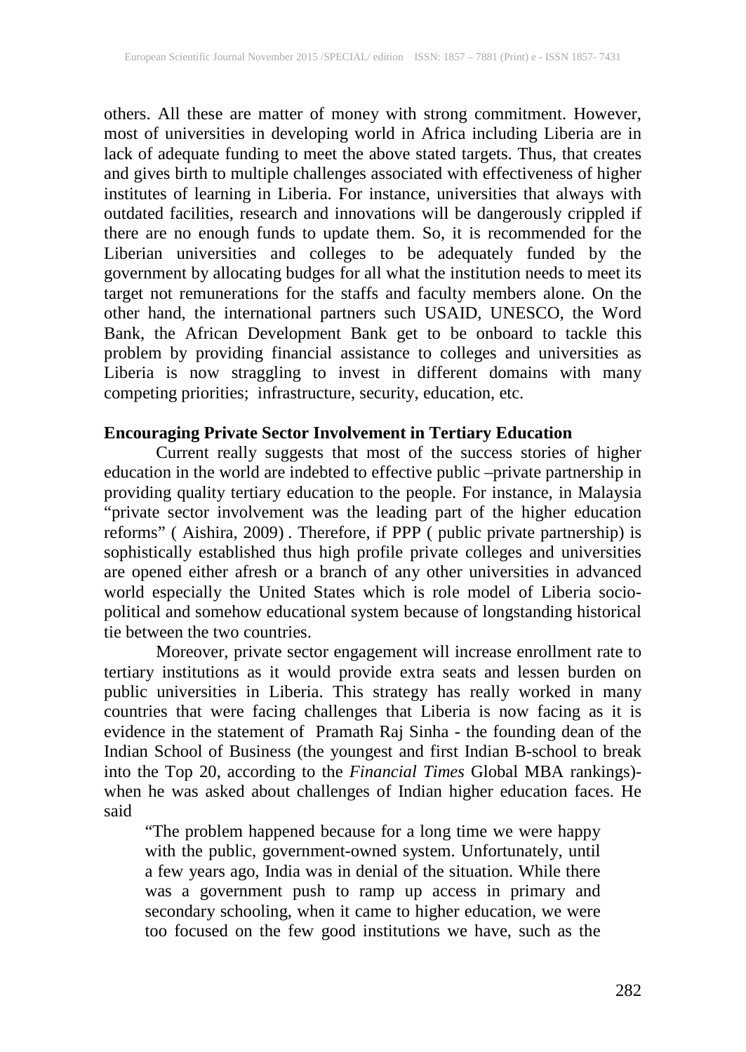others. All these are matter of money with strong commitment. However, most of universities in developing world in Africa including Liberia are in lack of adequate funding to meet the above stated targets. Thus, that creates and gives birth to multiple challenges associated with effectiveness of higher institutes of learning in Liberia. For instance, universities that always with outdated facilities, research and innovations will be dangerously crippled if there are no enough funds to update them. So, it is recommended for the Liberian universities and colleges to be adequately funded by the government by allocating budges for all what the institution needs to meet its target not remunerations for the staffs and faculty members alone. On the other hand, the international partners such USAID, UNESCO, the Word Bank, the African Development Bank get to be onboard to tackle this problem by providing financial assistance to colleges and universities as Liberia is now straggling to invest in different domains with many competing priorities; infrastructure, security, education, etc.

**Encouraging Private Sector Involvement in Tertiary Education**

Current really suggests that most of the success stories of higher education in the world are indebted to effective public –private partnership in providing quality tertiary education to the people. For instance, in Malaysia "private sector involvement was the leading part of the higher education reforms" ( Aishira, 2009) . Therefore, if PPP ( public private partnership) is sophistically established thus high profile private colleges and universities are opened either afresh or a branch of any other universities in advanced world especially the United States which is role model of Liberia socio-political and somehow educational system because of longstanding historical tie between the two countries.

Moreover, private sector engagement will increase enrollment rate to tertiary institutions as it would provide extra seats and lessen burden on public universities in Liberia. This strategy has really worked in many countries that were facing challenges that Liberia is now facing as it is evidence in the statement of Pramath Raj Sinha - the founding dean of the Indian School of Business (the youngest and first Indian B-school to break into the Top 20, according to the *Financial Times* Global MBA rankings)- when he was asked about challenges of Indian higher education faces. He said

> "The problem happened because for a long time we were happy with the public, government-owned system. Unfortunately, until a few years ago, India was in denial of the situation. While there was a government push to ramp up access in primary and secondary schooling, when it came to higher education, we were too focused on the few good institutions we have, such as the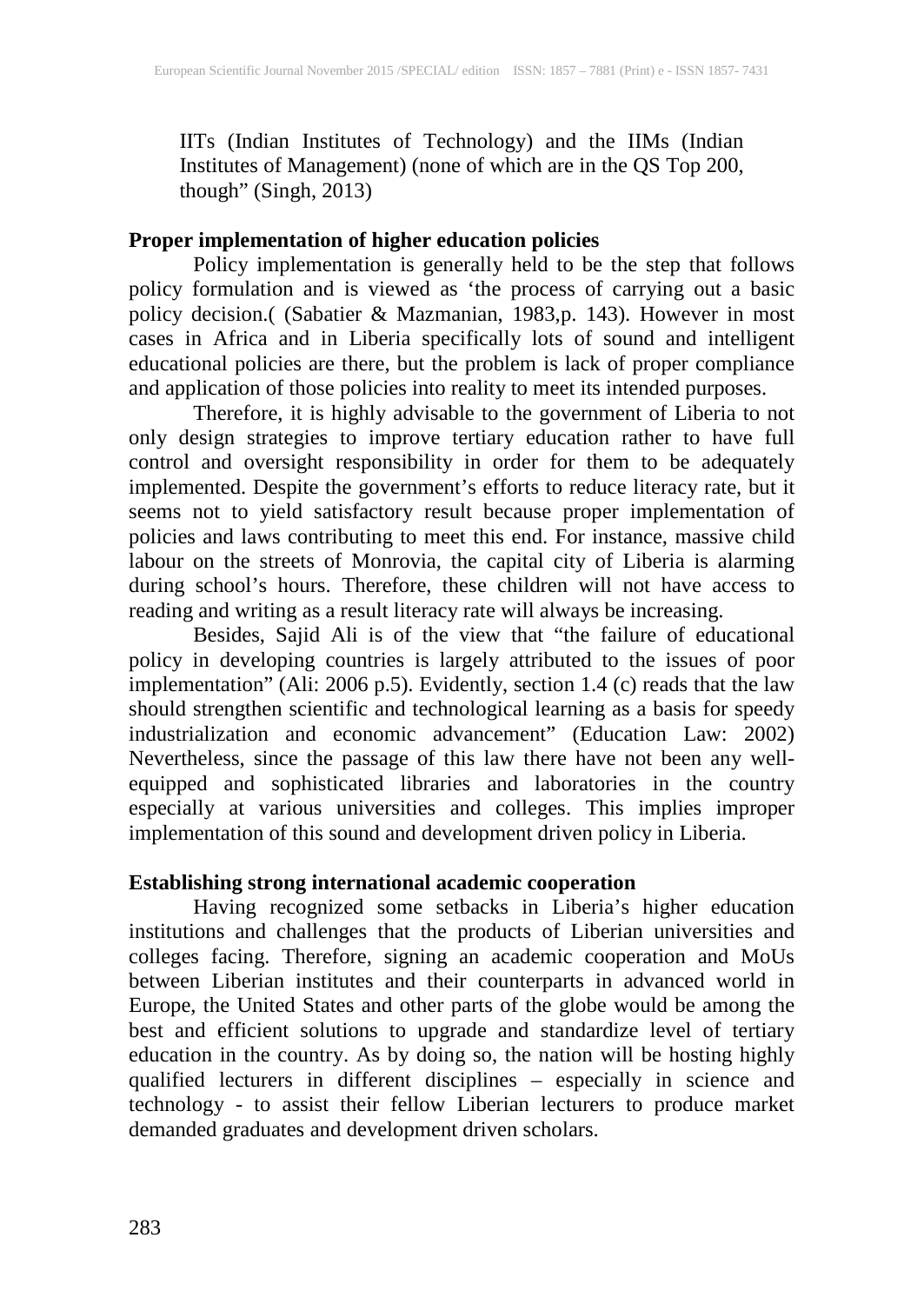IITs (Indian Institutes of Technology) and the IIMs (Indian Institutes of Management) (none of which are in the QS Top 200, though" (Singh, 2013)

**Proper implementation of higher education policies**

Policy implementation is generally held to be the step that follows policy formulation and is viewed as 'the process of carrying out a basic policy decision.( (Sabatier & Mazmanian, 1983,p. 143). However in most cases in Africa and in Liberia specifically lots of sound and intelligent educational policies are there, but the problem is lack of proper compliance and application of those policies into reality to meet its intended purposes.

Therefore, it is highly advisable to the government of Liberia to not only design strategies to improve tertiary education rather to have full control and oversight responsibility in order for them to be adequately implemented. Despite the government's efforts to reduce literacy rate, but it seems not to yield satisfactory result because proper implementation of policies and laws contributing to meet this end. For instance, massive child labour on the streets of Monrovia, the capital city of Liberia is alarming during school's hours. Therefore, these children will not have access to reading and writing as a result literacy rate will always be increasing.

Besides, Sajid Ali is of the view that "the failure of educational policy in developing countries is largely attributed to the issues of poor implementation" (Ali: 2006 p.5). Evidently, section 1.4 (c) reads that the law should strengthen scientific and technological learning as a basis for speedy industrialization and economic advancement" (Education Law: 2002) Nevertheless, since the passage of this law there have not been any well-equipped and sophisticated libraries and laboratories in the country especially at various universities and colleges. This implies improper implementation of this sound and development driven policy in Liberia.

**Establishing strong international academic cooperation**

Having recognized some setbacks in Liberia's higher education institutions and challenges that the products of Liberian universities and colleges facing. Therefore, signing an academic cooperation and MoUs between Liberian institutes and their counterparts in advanced world in Europe, the United States and other parts of the globe would be among the best and efficient solutions to upgrade and standardize level of tertiary education in the country. As by doing so, the nation will be hosting highly qualified lecturers in different disciplines – especially in science and technology - to assist their fellow Liberian lecturers to produce market demanded graduates and development driven scholars.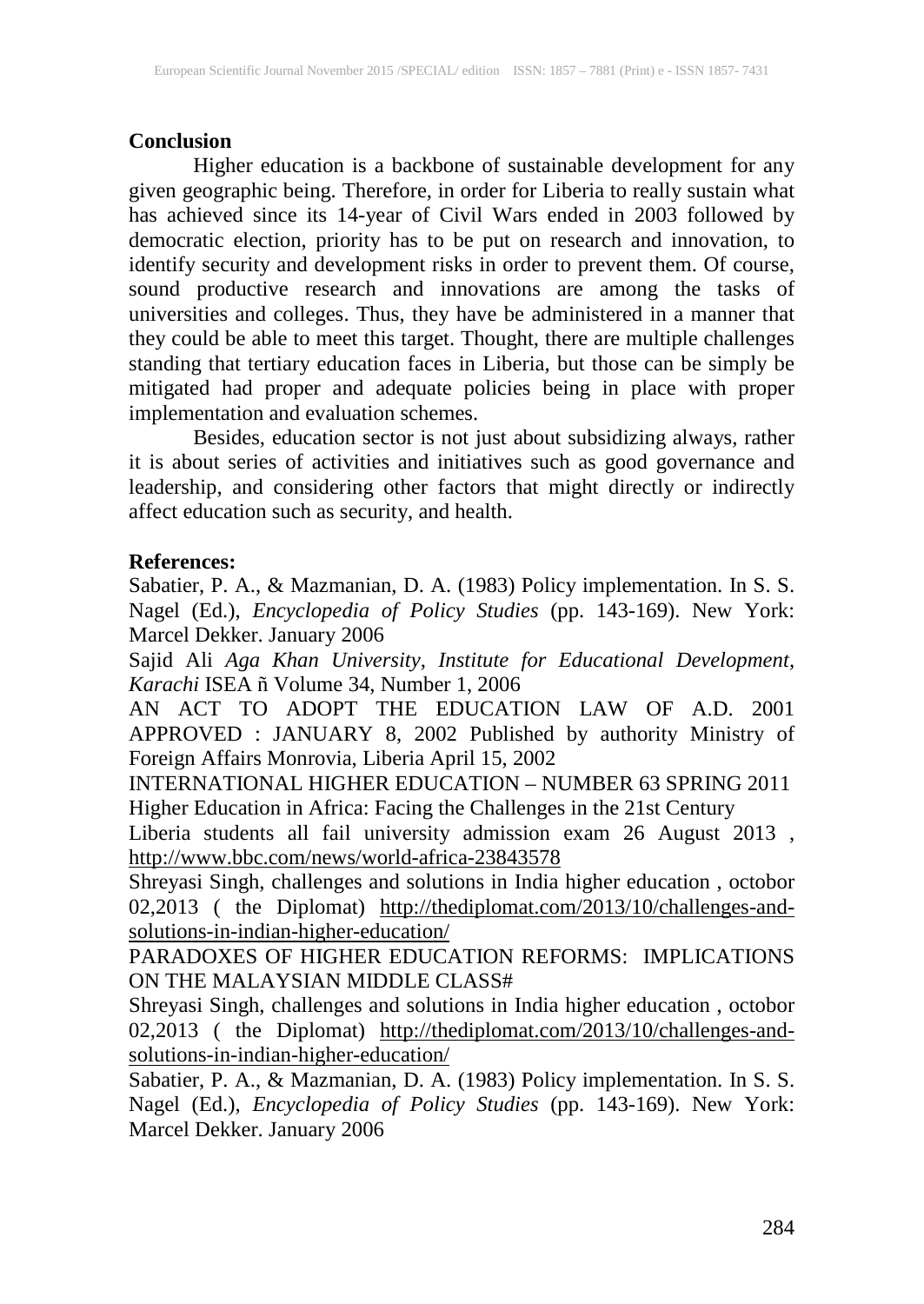## Conclusion

Higher education is a backbone of sustainable development for any given geographic being. Therefore, in order for Liberia to really sustain what has achieved since its 14-year of Civil Wars ended in 2003 followed by democratic election, priority has to be put on research and innovation, to identify security and development risks in order to prevent them. Of course, sound productive research and innovations are among the tasks of universities and colleges. Thus, they have be administered in a manner that they could be able to meet this target. Thought, there are multiple challenges standing that tertiary education faces in Liberia, but those can be simply be mitigated had proper and adequate policies being in place with proper implementation and evaluation schemes.

Besides, education sector is not just about subsidizing always, rather it is about series of activities and initiatives such as good governance and leadership, and considering other factors that might directly or indirectly affect education such as security, and health.

## References:

Sabatier, P. A., & Mazmanian, D. A. (1983) Policy implementation. In S. S. Nagel (Ed.), *Encyclopedia of Policy Studies* (pp. 143-169). New York: Marcel Dekker. January 2006

Sajid Ali *Aga Khan University, Institute for Educational Development, Karachi* ISEA ñ Volume 34, Number 1, 2006

AN ACT TO ADOPT THE EDUCATION LAW OF A.D. 2001 APPROVED : JANUARY 8, 2002 Published by authority Ministry of Foreign Affairs Monrovia, Liberia April 15, 2002

INTERNATIONAL HIGHER EDUCATION – NUMBER 63 SPRING 2011 Higher Education in Africa: Facing the Challenges in the 21st Century

Liberia students all fail university admission exam 26 August 2013 , http://www.bbc.com/news/world-africa-23843578

Shreyasi Singh, challenges and solutions in India higher education , octobor 02,2013 ( the Diplomat) http://thediplomat.com/2013/10/challenges-and-solutions-in-indian-higher-education/

PARADOXES OF HIGHER EDUCATION REFORMS: IMPLICATIONS ON THE MALAYSIAN MIDDLE CLASS#

Shreyasi Singh, challenges and solutions in India higher education , octobor 02,2013 ( the Diplomat) http://thediplomat.com/2013/10/challenges-and-solutions-in-indian-higher-education/

Sabatier, P. A., & Mazmanian, D. A. (1983) Policy implementation. In S. S. Nagel (Ed.), *Encyclopedia of Policy Studies* (pp. 143-169). New York: Marcel Dekker. January 2006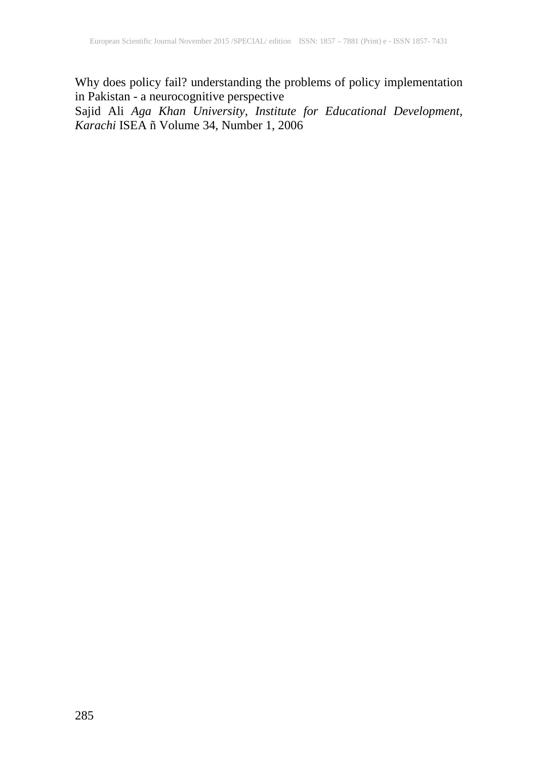Why does policy fail? understanding the problems of policy implementation in Pakistan - a neurocognitive perspective
Sajid Ali *Aga Khan University*, *Institute for Educational Development*, *Karachi* ISEA ñ Volume 34, Number 1, 2006